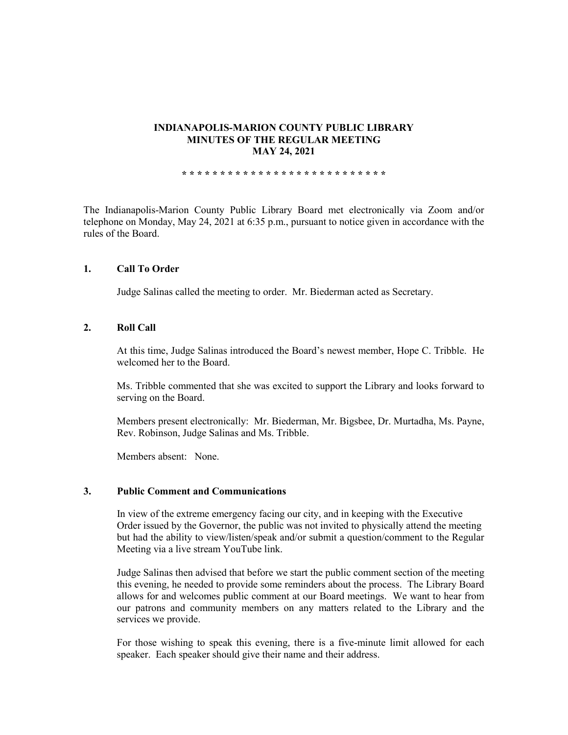# INDIANAPOLIS-MARION COUNTY PUBLIC LIBRARY
# MINUTES OF THE REGULAR MEETING
# MAY 24, 2021

* * * * * * * * * * * * * * * * * * * * * * * * * * *

The Indianapolis-Marion County Public Library Board met electronically via Zoom and/or telephone on Monday, May 24, 2021 at 6:35 p.m., pursuant to notice given in accordance with the rules of the Board.

## 1. Call To Order

Judge Salinas called the meeting to order. Mr. Biederman acted as Secretary.

## 2. Roll Call

At this time, Judge Salinas introduced the Board's newest member, Hope C. Tribble. He welcomed her to the Board.

Ms. Tribble commented that she was excited to support the Library and looks forward to serving on the Board.

Members present electronically: Mr. Biederman, Mr. Bigsbee, Dr. Murtadha, Ms. Payne, Rev. Robinson, Judge Salinas and Ms. Tribble.

Members absent: None.

## 3. Public Comment and Communications

In view of the extreme emergency facing our city, and in keeping with the Executive Order issued by the Governor, the public was not invited to physically attend the meeting but had the ability to view/listen/speak and/or submit a question/comment to the Regular Meeting via a live stream YouTube link.

Judge Salinas then advised that before we start the public comment section of the meeting this evening, he needed to provide some reminders about the process. The Library Board allows for and welcomes public comment at our Board meetings. We want to hear from our patrons and community members on any matters related to the Library and the services we provide.

For those wishing to speak this evening, there is a five-minute limit allowed for each speaker. Each speaker should give their name and their address.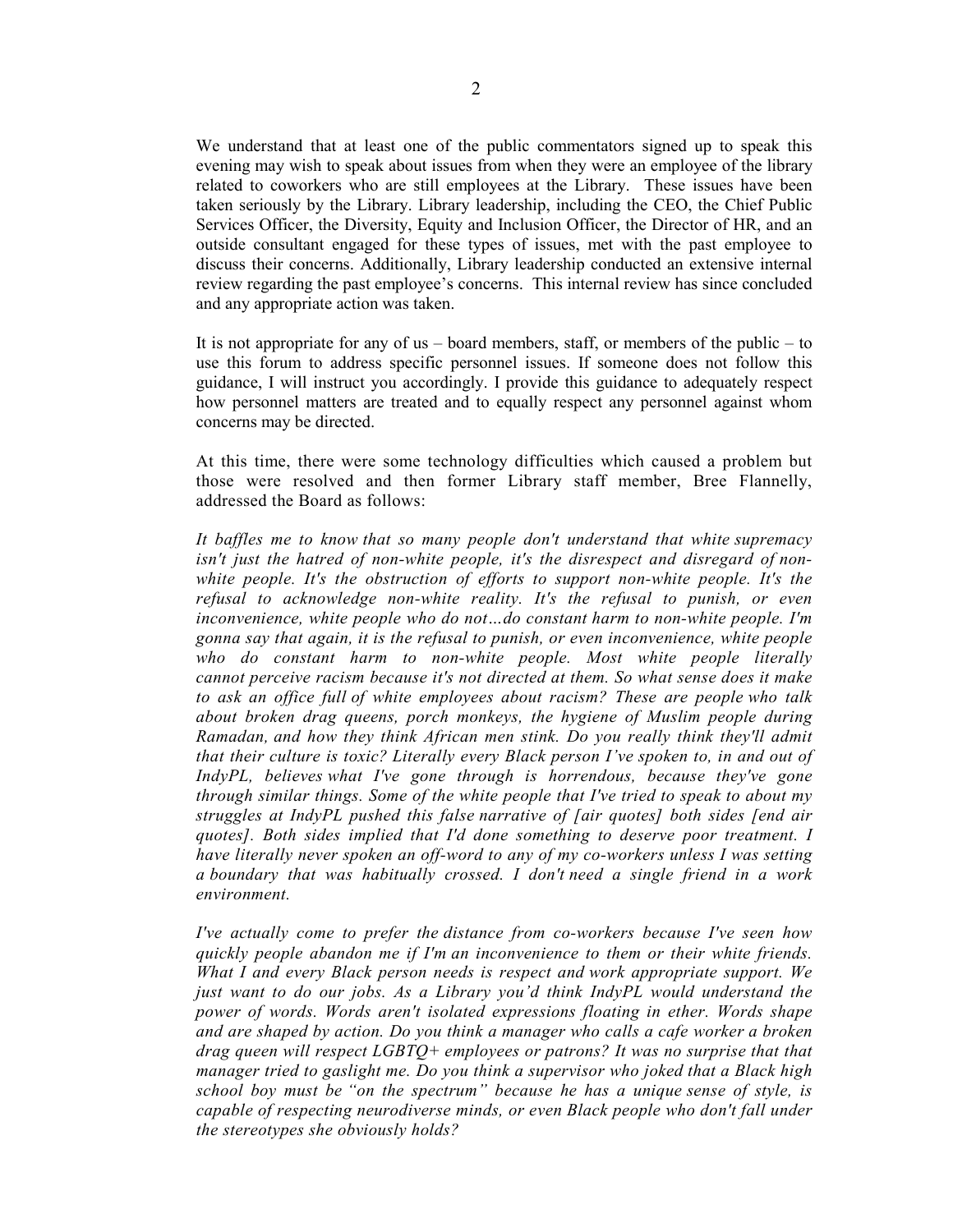We understand that at least one of the public commentators signed up to speak this evening may wish to speak about issues from when they were an employee of the library related to coworkers who are still employees at the Library. These issues have been taken seriously by the Library. Library leadership, including the CEO, the Chief Public Services Officer, the Diversity, Equity and Inclusion Officer, the Director of HR, and an outside consultant engaged for these types of issues, met with the past employee to discuss their concerns. Additionally, Library leadership conducted an extensive internal review regarding the past employee's concerns. This internal review has since concluded and any appropriate action was taken.

It is not appropriate for any of us – board members, staff, or members of the public – to use this forum to address specific personnel issues. If someone does not follow this guidance, I will instruct you accordingly. I provide this guidance to adequately respect how personnel matters are treated and to equally respect any personnel against whom concerns may be directed.

At this time, there were some technology difficulties which caused a problem but those were resolved and then former Library staff member, Bree Flannelly, addressed the Board as follows:

*It baffles me to know that so many people don't understand that white supremacy isn't just the hatred of non-white people, it's the disrespect and disregard of non-white people. It's the obstruction of efforts to support non-white people. It's the refusal to acknowledge non-white reality. It's the refusal to punish, or even inconvenience, white people who do not…do constant harm to non-white people. I'm gonna say that again, it is the refusal to punish, or even inconvenience, white people who do constant harm to non-white people. Most white people literally cannot perceive racism because it's not directed at them. So what sense does it make to ask an office full of white employees about racism? These are people who talk about broken drag queens, porch monkeys, the hygiene of Muslim people during Ramadan, and how they think African men stink. Do you really think they'll admit that their culture is toxic? Literally every Black person I've spoken to, in and out of IndyPL, believes what I've gone through is horrendous, because they've gone through similar things. Some of the white people that I've tried to speak to about my struggles at IndyPL pushed this false narrative of [air quotes] both sides [end air quotes]. Both sides implied that I'd done something to deserve poor treatment. I have literally never spoken an off-word to any of my co-workers unless I was setting a boundary that was habitually crossed. I don't need a single friend in a work environment.*

*I've actually come to prefer the distance from co-workers because I've seen how quickly people abandon me if I'm an inconvenience to them or their white friends. What I and every Black person needs is respect and work appropriate support. We just want to do our jobs. As a Library you'd think IndyPL would understand the power of words. Words aren't isolated expressions floating in ether. Words shape and are shaped by action. Do you think a manager who calls a cafe worker a broken drag queen will respect LGBTQ+ employees or patrons? It was no surprise that that manager tried to gaslight me. Do you think a supervisor who joked that a Black high school boy must be "on the spectrum" because he has a unique sense of style, is capable of respecting neurodiverse minds, or even Black people who don't fall under the stereotypes she obviously holds?*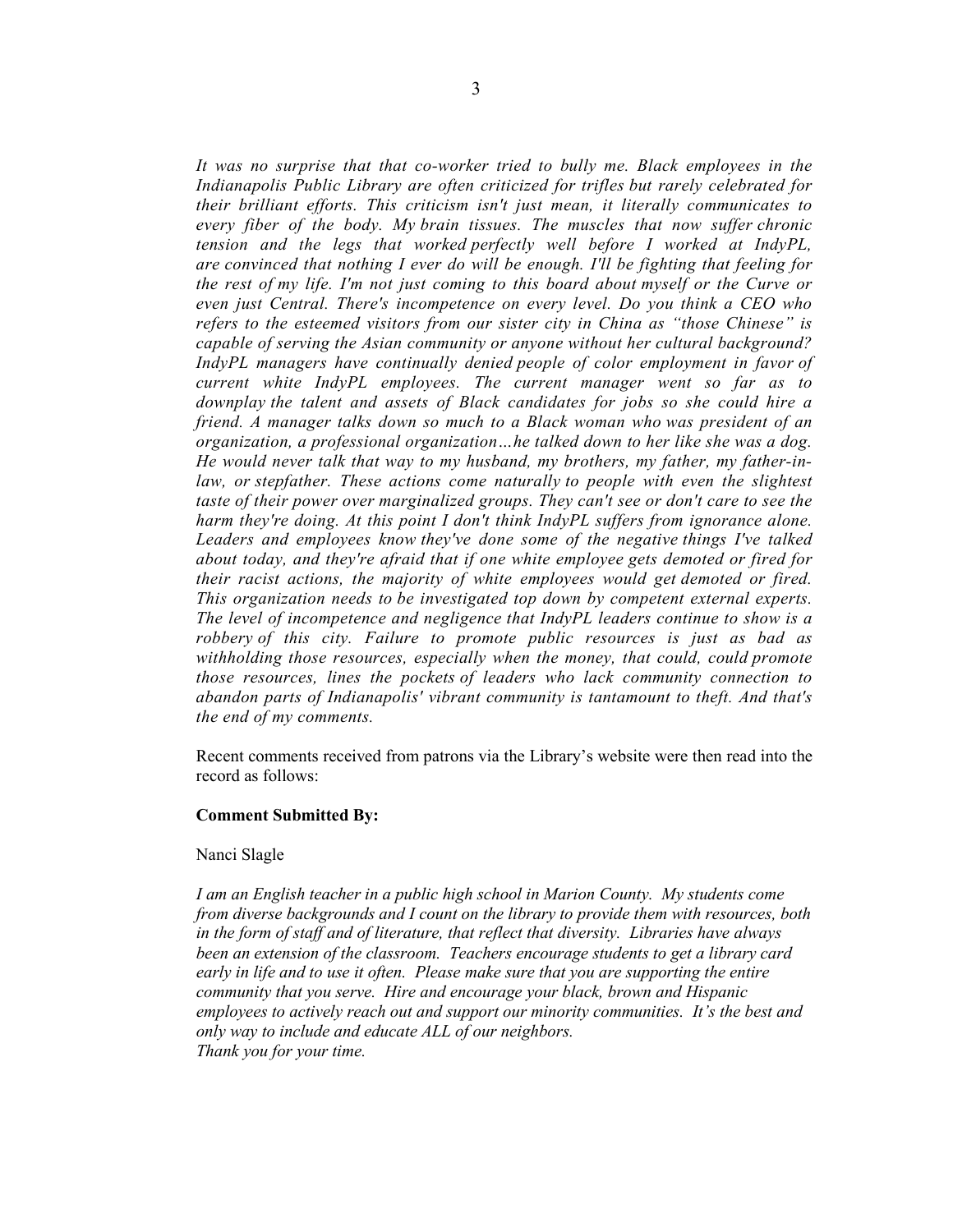*It was no surprise that that co-worker tried to bully me. Black employees in the Indianapolis Public Library are often criticized for trifles but rarely celebrated for their brilliant efforts. This criticism isn't just mean, it literally communicates to every fiber of the body. My brain tissues. The muscles that now suffer chronic tension and the legs that worked perfectly well before I worked at IndyPL, are convinced that nothing I ever do will be enough. I'll be fighting that feeling for the rest of my life. I'm not just coming to this board about myself or the Curve or even just Central. There's incompetence on every level. Do you think a CEO who refers to the esteemed visitors from our sister city in China as "those Chinese" is capable of serving the Asian community or anyone without her cultural background? IndyPL managers have continually denied people of color employment in favor of current white IndyPL employees. The current manager went so far as to downplay the talent and assets of Black candidates for jobs so she could hire a friend. A manager talks down so much to a Black woman who was president of an organization, a professional organization…he talked down to her like she was a dog. He would never talk that way to my husband, my brothers, my father, my father-in-law, or stepfather. These actions come naturally to people with even the slightest taste of their power over marginalized groups. They can't see or don't care to see the harm they're doing. At this point I don't think IndyPL suffers from ignorance alone. Leaders and employees know they've done some of the negative things I've talked about today, and they're afraid that if one white employee gets demoted or fired for their racist actions, the majority of white employees would get demoted or fired. This organization needs to be investigated top down by competent external experts. The level of incompetence and negligence that IndyPL leaders continue to show is a robbery of this city. Failure to promote public resources is just as bad as withholding those resources, especially when the money, that could, could promote those resources, lines the pockets of leaders who lack community connection to abandon parts of Indianapolis' vibrant community is tantamount to theft. And that's the end of my comments.*

Recent comments received from patrons via the Library's website were then read into the record as follows:

**Comment Submitted By:**

Nanci Slagle

*I am an English teacher in a public high school in Marion County. My students come from diverse backgrounds and I count on the library to provide them with resources, both in the form of staff and of literature, that reflect that diversity. Libraries have always been an extension of the classroom. Teachers encourage students to get a library card early in life and to use it often. Please make sure that you are supporting the entire community that you serve. Hire and encourage your black, brown and Hispanic employees to actively reach out and support our minority communities. It's the best and only way to include and educate ALL of our neighbors.*
*Thank you for your time.*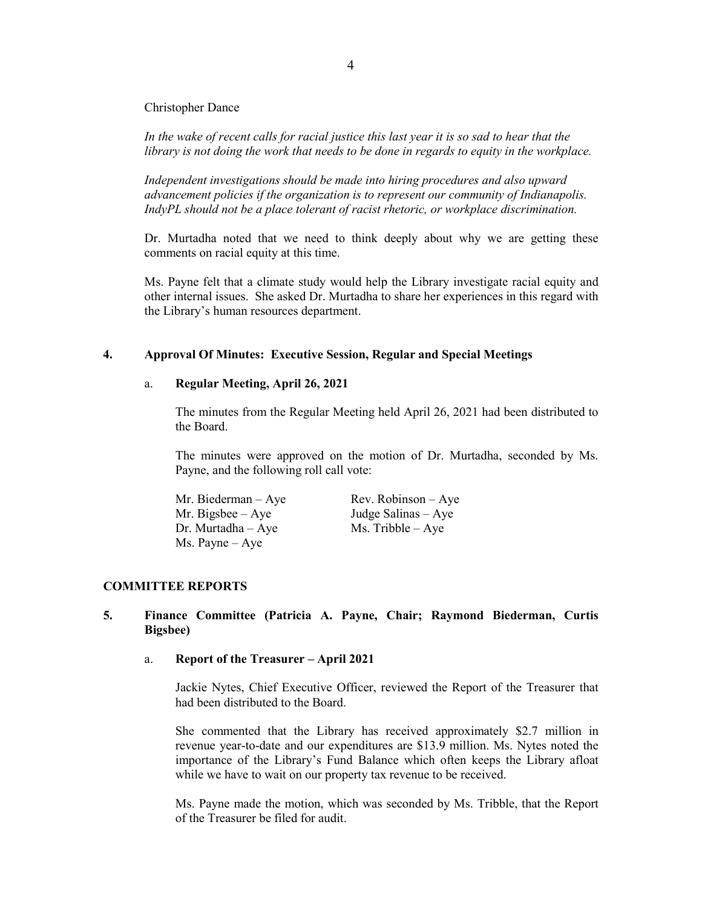Christopher Dance

*In the wake of recent calls for racial justice this last year it is so sad to hear that the library is not doing the work that needs to be done in regards to equity in the workplace.*

*Independent investigations should be made into hiring procedures and also upward advancement policies if the organization is to represent our community of Indianapolis. IndyPL should not be a place tolerant of racist rhetoric, or workplace discrimination.*

Dr. Murtadha noted that we need to think deeply about why we are getting these comments on racial equity at this time.

Ms. Payne felt that a climate study would help the Library investigate racial equity and other internal issues. She asked Dr. Murtadha to share her experiences in this regard with the Library's human resources department.

**4. Approval Of Minutes: Executive Session, Regular and Special Meetings**

a. **Regular Meeting, April 26, 2021**

The minutes from the Regular Meeting held April 26, 2021 had been distributed to the Board.

The minutes were approved on the motion of Dr. Murtadha, seconded by Ms. Payne, and the following roll call vote:

Mr. Biederman – Aye
Mr. Bigsbee – Aye
Dr. Murtadha – Aye
Ms. Payne – Aye
Rev. Robinson – Aye
Judge Salinas – Aye
Ms. Tribble – Aye

## COMMITTEE REPORTS

**5. Finance Committee (Patricia A. Payne, Chair; Raymond Biederman, Curtis Bigsbee)**

a. **Report of the Treasurer – April 2021**

Jackie Nytes, Chief Executive Officer, reviewed the Report of the Treasurer that had been distributed to the Board.

She commented that the Library has received approximately \$2.7 million in revenue year-to-date and our expenditures are \$13.9 million. Ms. Nytes noted the importance of the Library's Fund Balance which often keeps the Library afloat while we have to wait on our property tax revenue to be received.

Ms. Payne made the motion, which was seconded by Ms. Tribble, that the Report of the Treasurer be filed for audit.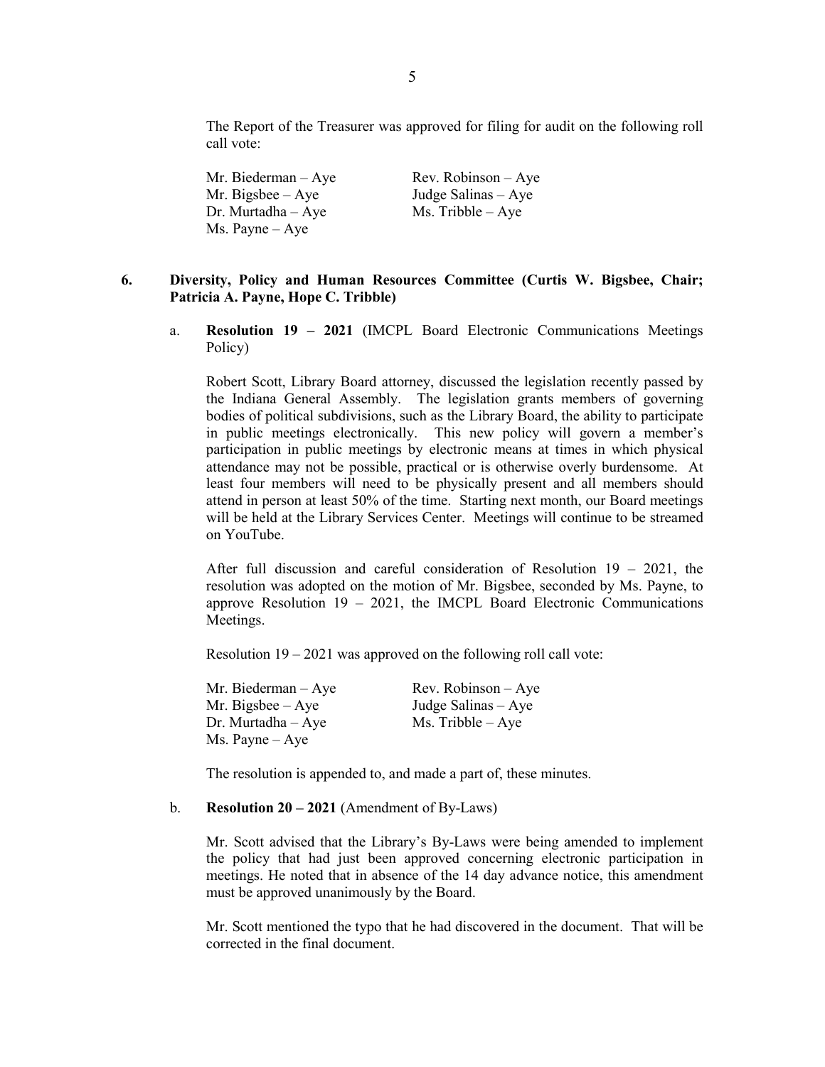The Report of the Treasurer was approved for filing for audit on the following roll call vote:

Mr. Biederman – Aye
Mr. Bigsbee – Aye
Dr. Murtadha – Aye
Ms. Payne – Aye
Rev. Robinson – Aye
Judge Salinas – Aye
Ms. Tribble – Aye

**6. Diversity, Policy and Human Resources Committee (Curtis W. Bigsbee, Chair; Patricia A. Payne, Hope C. Tribble)**

a. **Resolution 19 – 2021** (IMCPL Board Electronic Communications Meetings Policy)

Robert Scott, Library Board attorney, discussed the legislation recently passed by the Indiana General Assembly. The legislation grants members of governing bodies of political subdivisions, such as the Library Board, the ability to participate in public meetings electronically. This new policy will govern a member's participation in public meetings by electronic means at times in which physical attendance may not be possible, practical or is otherwise overly burdensome. At least four members will need to be physically present and all members should attend in person at least 50% of the time. Starting next month, our Board meetings will be held at the Library Services Center. Meetings will continue to be streamed on YouTube.

After full discussion and careful consideration of Resolution 19 – 2021, the resolution was adopted on the motion of Mr. Bigsbee, seconded by Ms. Payne, to approve Resolution 19 – 2021, the IMCPL Board Electronic Communications Meetings.

Resolution 19 – 2021 was approved on the following roll call vote:

Mr. Biederman – Aye
Mr. Bigsbee – Aye
Dr. Murtadha – Aye
Ms. Payne – Aye
Rev. Robinson – Aye
Judge Salinas – Aye
Ms. Tribble – Aye

The resolution is appended to, and made a part of, these minutes.

b. **Resolution 20 – 2021** (Amendment of By-Laws)

Mr. Scott advised that the Library's By-Laws were being amended to implement the policy that had just been approved concerning electronic participation in meetings. He noted that in absence of the 14 day advance notice, this amendment must be approved unanimously by the Board.

Mr. Scott mentioned the typo that he had discovered in the document. That will be corrected in the final document.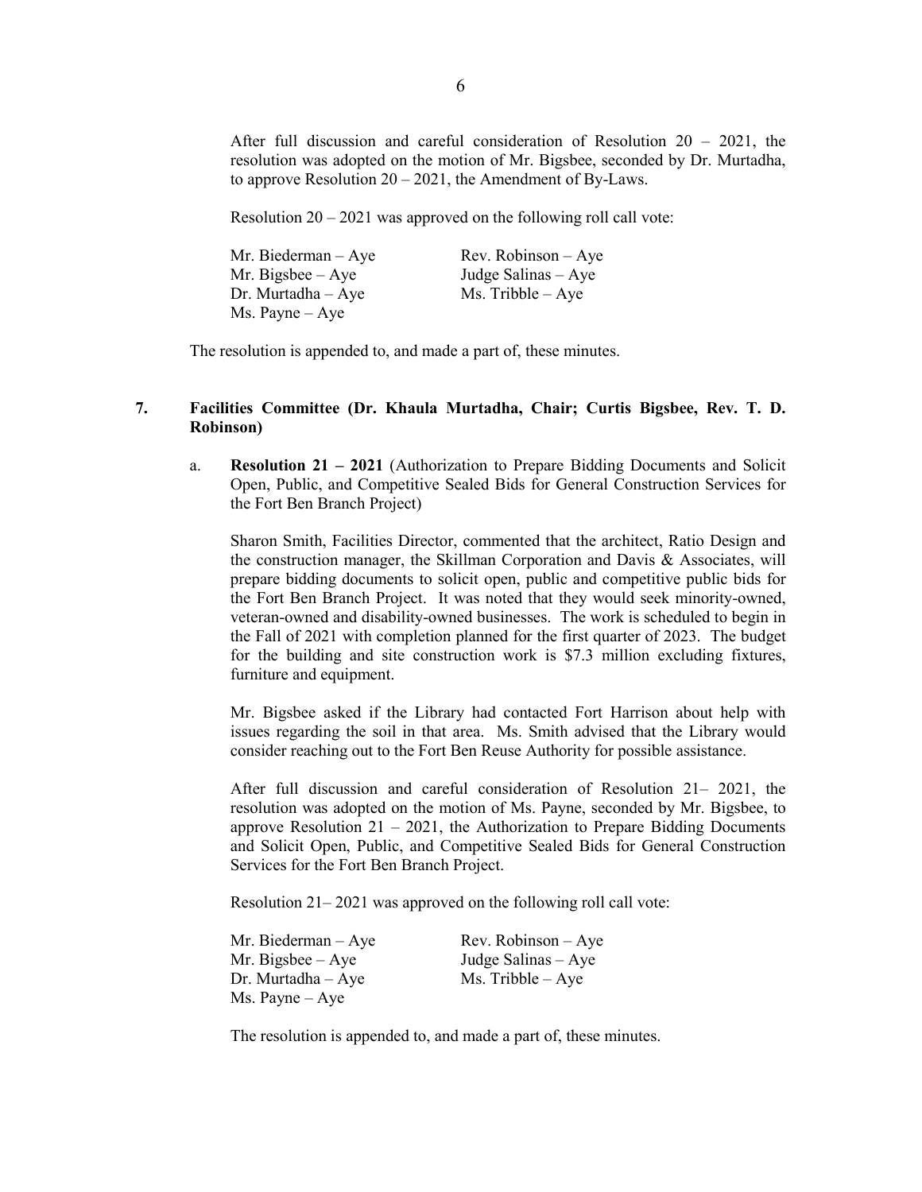After full discussion and careful consideration of Resolution 20 – 2021, the resolution was adopted on the motion of Mr. Bigsbee, seconded by Dr. Murtadha, to approve Resolution 20 – 2021, the Amendment of By-Laws.

Resolution 20 – 2021 was approved on the following roll call vote:

Mr. Biederman – Aye
Mr. Bigsbee – Aye
Dr. Murtadha – Aye
Ms. Payne – Aye
Rev. Robinson – Aye
Judge Salinas – Aye
Ms. Tribble – Aye

The resolution is appended to, and made a part of, these minutes.

## 7. Facilities Committee (Dr. Khaula Murtadha, Chair; Curtis Bigsbee, Rev. T. D. Robinson)

a. **Resolution 21 – 2021** (Authorization to Prepare Bidding Documents and Solicit Open, Public, and Competitive Sealed Bids for General Construction Services for the Fort Ben Branch Project)

Sharon Smith, Facilities Director, commented that the architect, Ratio Design and the construction manager, the Skillman Corporation and Davis & Associates, will prepare bidding documents to solicit open, public and competitive public bids for the Fort Ben Branch Project. It was noted that they would seek minority-owned, veteran-owned and disability-owned businesses. The work is scheduled to begin in the Fall of 2021 with completion planned for the first quarter of 2023. The budget for the building and site construction work is $7.3 million excluding fixtures, furniture and equipment.

Mr. Bigsbee asked if the Library had contacted Fort Harrison about help with issues regarding the soil in that area. Ms. Smith advised that the Library would consider reaching out to the Fort Ben Reuse Authority for possible assistance.

After full discussion and careful consideration of Resolution 21– 2021, the resolution was adopted on the motion of Ms. Payne, seconded by Mr. Bigsbee, to approve Resolution 21 – 2021, the Authorization to Prepare Bidding Documents and Solicit Open, Public, and Competitive Sealed Bids for General Construction Services for the Fort Ben Branch Project.

Resolution 21– 2021 was approved on the following roll call vote:

Mr. Biederman – Aye
Mr. Bigsbee – Aye
Dr. Murtadha – Aye
Ms. Payne – Aye
Rev. Robinson – Aye
Judge Salinas – Aye
Ms. Tribble – Aye

The resolution is appended to, and made a part of, these minutes.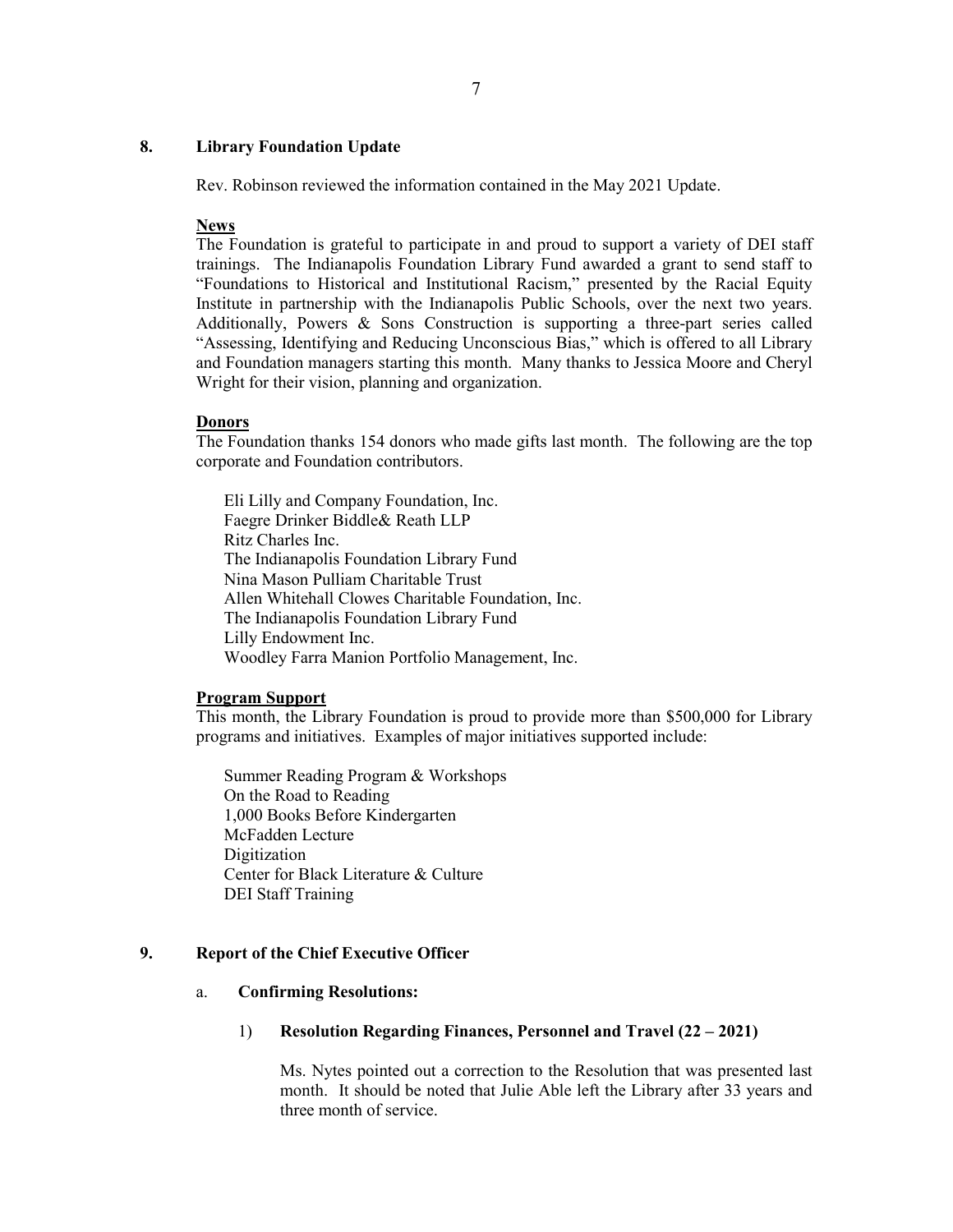## 8. Library Foundation Update

Rev. Robinson reviewed the information contained in the May 2021 Update.

**News**

The Foundation is grateful to participate in and proud to support a variety of DEI staff trainings. The Indianapolis Foundation Library Fund awarded a grant to send staff to "Foundations to Historical and Institutional Racism," presented by the Racial Equity Institute in partnership with the Indianapolis Public Schools, over the next two years. Additionally, Powers & Sons Construction is supporting a three-part series called "Assessing, Identifying and Reducing Unconscious Bias," which is offered to all Library and Foundation managers starting this month. Many thanks to Jessica Moore and Cheryl Wright for their vision, planning and organization.

**Donors**

The Foundation thanks 154 donors who made gifts last month. The following are the top corporate and Foundation contributors.

Eli Lilly and Company Foundation, Inc.
Faegre Drinker Biddle& Reath LLP
Ritz Charles Inc.
The Indianapolis Foundation Library Fund
Nina Mason Pulliam Charitable Trust
Allen Whitehall Clowes Charitable Foundation, Inc.
The Indianapolis Foundation Library Fund
Lilly Endowment Inc.
Woodley Farra Manion Portfolio Management, Inc.

**Program Support**

This month, the Library Foundation is proud to provide more than $500,000 for Library programs and initiatives. Examples of major initiatives supported include:

Summer Reading Program & Workshops
On the Road to Reading
1,000 Books Before Kindergarten
McFadden Lecture
Digitization
Center for Black Literature & Culture
DEI Staff Training

## 9. Report of the Chief Executive Officer

### a. Confirming Resolutions:

#### 1) Resolution Regarding Finances, Personnel and Travel (22 – 2021)

Ms. Nytes pointed out a correction to the Resolution that was presented last month. It should be noted that Julie Able left the Library after 33 years and three month of service.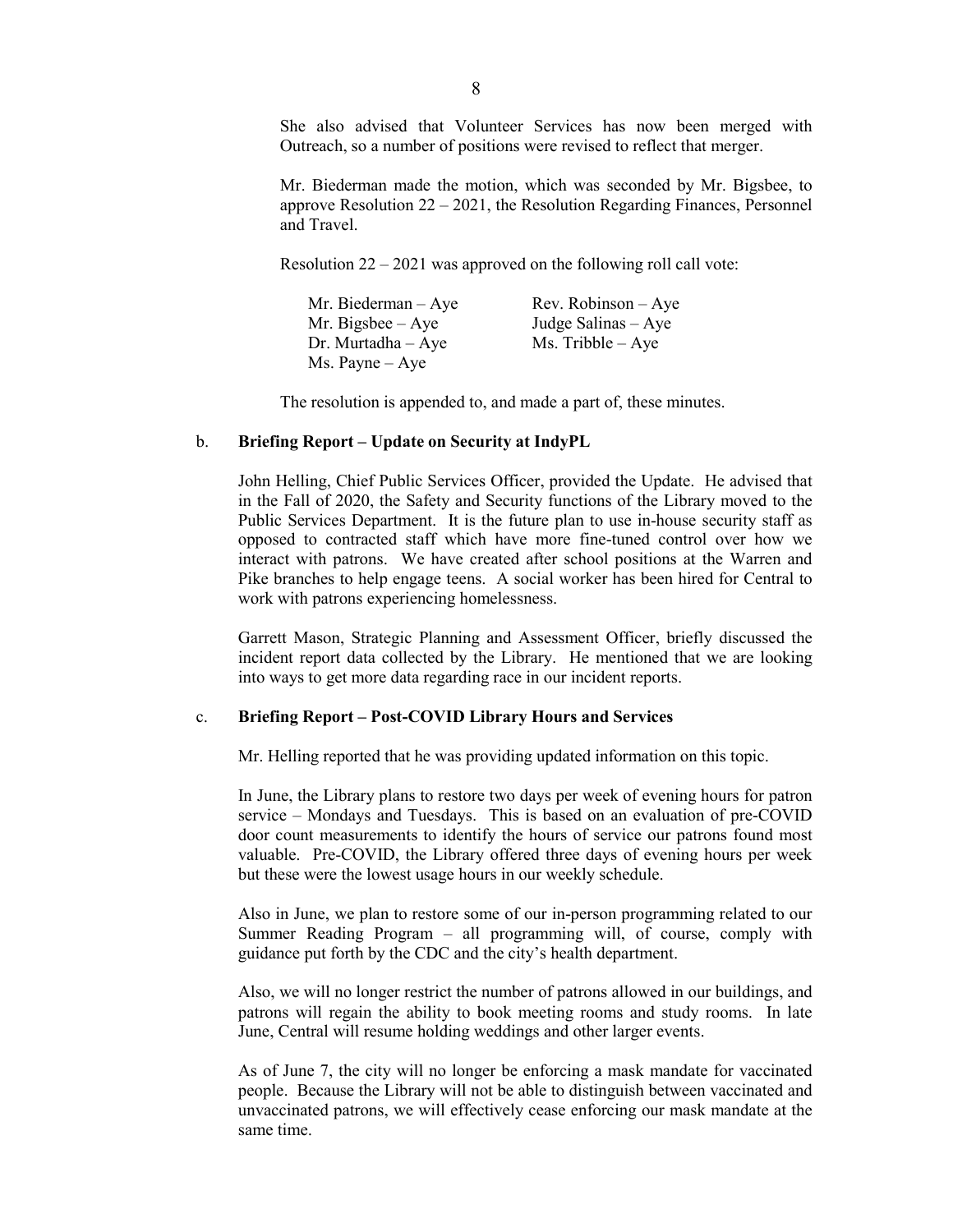She also advised that Volunteer Services has now been merged with Outreach, so a number of positions were revised to reflect that merger.

Mr. Biederman made the motion, which was seconded by Mr. Bigsbee, to approve Resolution 22 – 2021, the Resolution Regarding Finances, Personnel and Travel.

Resolution 22 – 2021 was approved on the following roll call vote:

| | |
|---|---|
| Mr. Biederman – Aye | Rev. Robinson – Aye |
| Mr. Bigsbee – Aye | Judge Salinas – Aye |
| Dr. Murtadha – Aye | Ms. Tribble – Aye |
| Ms. Payne – Aye | |

The resolution is appended to, and made a part of, these minutes.

b. **Briefing Report – Update on Security at IndyPL**

John Helling, Chief Public Services Officer, provided the Update. He advised that in the Fall of 2020, the Safety and Security functions of the Library moved to the Public Services Department. It is the future plan to use in-house security staff as opposed to contracted staff which have more fine-tuned control over how we interact with patrons. We have created after school positions at the Warren and Pike branches to help engage teens. A social worker has been hired for Central to work with patrons experiencing homelessness.

Garrett Mason, Strategic Planning and Assessment Officer, briefly discussed the incident report data collected by the Library. He mentioned that we are looking into ways to get more data regarding race in our incident reports.

c. **Briefing Report – Post-COVID Library Hours and Services**

Mr. Helling reported that he was providing updated information on this topic.

In June, the Library plans to restore two days per week of evening hours for patron service – Mondays and Tuesdays. This is based on an evaluation of pre-COVID door count measurements to identify the hours of service our patrons found most valuable. Pre-COVID, the Library offered three days of evening hours per week but these were the lowest usage hours in our weekly schedule.

Also in June, we plan to restore some of our in-person programming related to our Summer Reading Program – all programming will, of course, comply with guidance put forth by the CDC and the city's health department.

Also, we will no longer restrict the number of patrons allowed in our buildings, and patrons will regain the ability to book meeting rooms and study rooms. In late June, Central will resume holding weddings and other larger events.

As of June 7, the city will no longer be enforcing a mask mandate for vaccinated people. Because the Library will not be able to distinguish between vaccinated and unvaccinated patrons, we will effectively cease enforcing our mask mandate at the same time.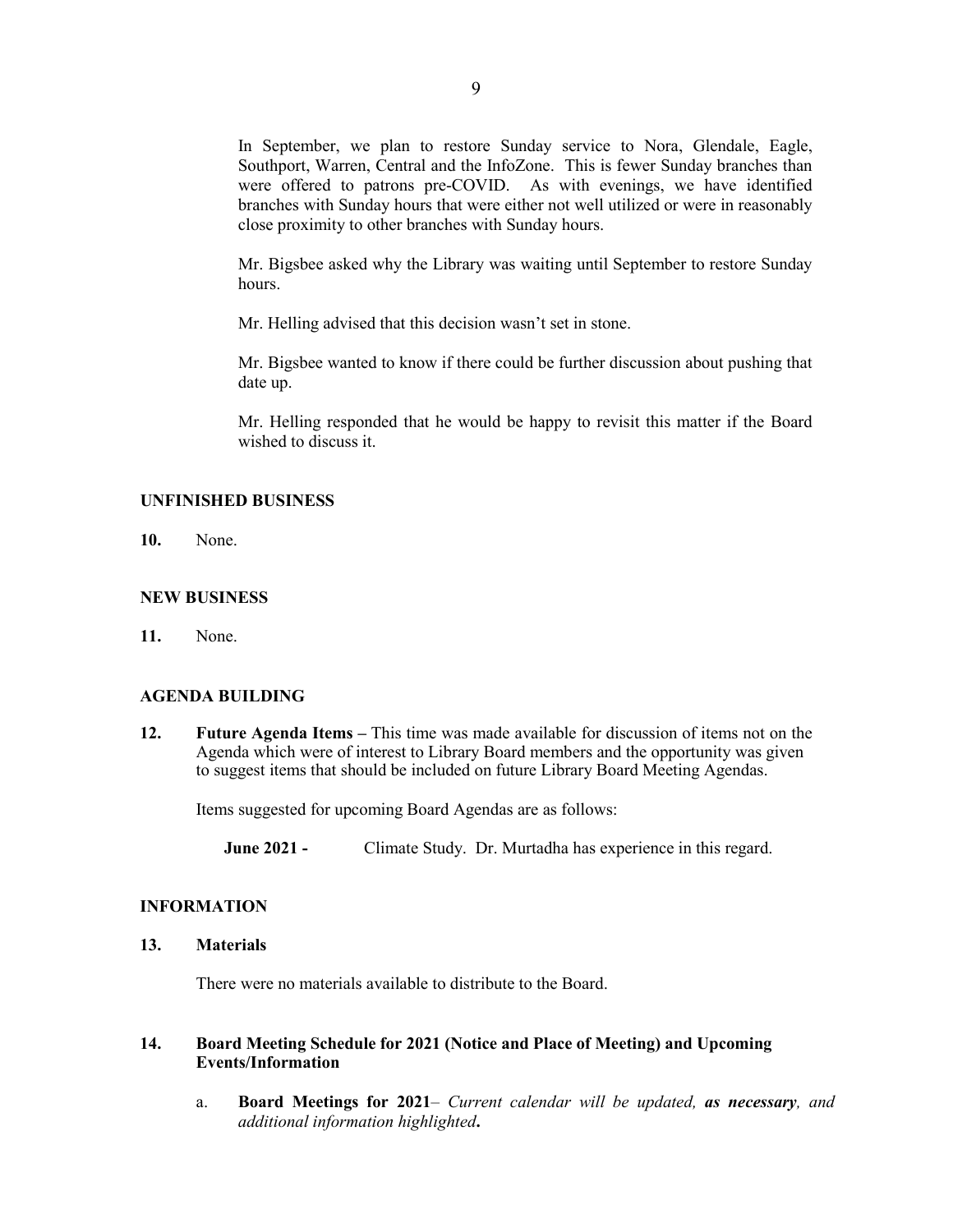In September, we plan to restore Sunday service to Nora, Glendale, Eagle, Southport, Warren, Central and the InfoZone. This is fewer Sunday branches than were offered to patrons pre-COVID. As with evenings, we have identified branches with Sunday hours that were either not well utilized or were in reasonably close proximity to other branches with Sunday hours.

Mr. Bigsbee asked why the Library was waiting until September to restore Sunday hours.

Mr. Helling advised that this decision wasn't set in stone.

Mr. Bigsbee wanted to know if there could be further discussion about pushing that date up.

Mr. Helling responded that he would be happy to revisit this matter if the Board wished to discuss it.

## UNFINISHED BUSINESS

**10.** None.

## NEW BUSINESS

**11.** None.

## AGENDA BUILDING

**12.** **Future Agenda Items –** This time was made available for discussion of items not on the Agenda which were of interest to Library Board members and the opportunity was given to suggest items that should be included on future Library Board Meeting Agendas.

Items suggested for upcoming Board Agendas are as follows:

**June 2021 -** Climate Study. Dr. Murtadha has experience in this regard.

## INFORMATION

**13.** **Materials**

There were no materials available to distribute to the Board.

**14.** **Board Meeting Schedule for 2021 (Notice and Place of Meeting) and Upcoming Events/Information**

a. **Board Meetings for 2021**– *Current calendar will be updated, **as necessary**, and additional information highlighted**.***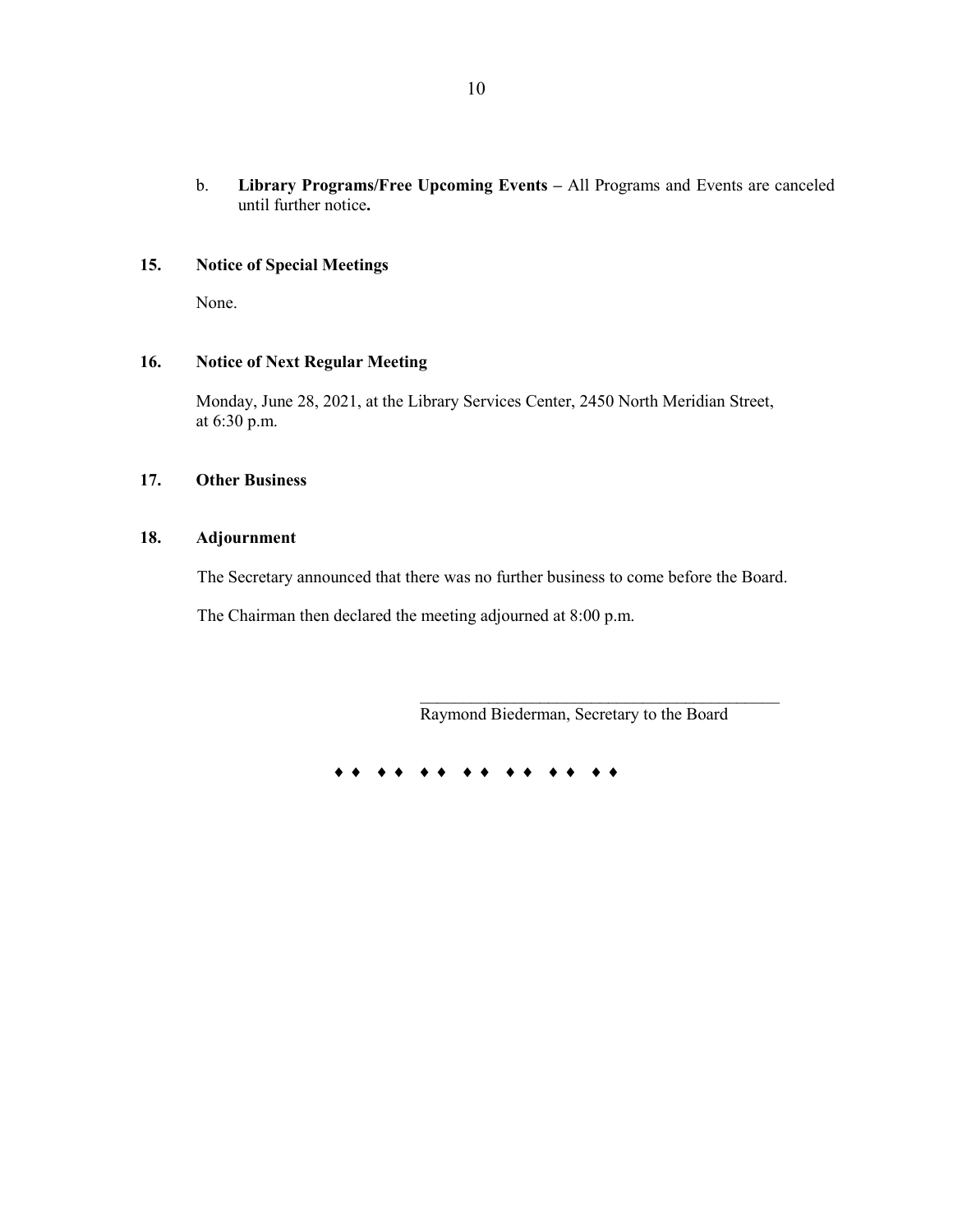b. **Library Programs/Free Upcoming Events –** All Programs and Events are canceled until further notice**.**

**15. Notice of Special Meetings**

None.

**16. Notice of Next Regular Meeting**

Monday, June 28, 2021, at the Library Services Center, 2450 North Meridian Street, at 6:30 p.m.

**17. Other Business**

**18. Adjournment**

The Secretary announced that there was no further business to come before the Board.

The Chairman then declared the meeting adjourned at 8:00 p.m.

\_\_\_\_\_\_\_\_\_\_\_\_\_\_\_\_\_\_\_\_\_\_\_\_\_\_\_\_\_\_\_\_\_\_\_\_\_\_\_\_\_\_

Raymond Biederman, Secretary to the Board

♦♦ ♦♦ ♦♦ ♦♦ ♦♦ ♦♦ ♦♦